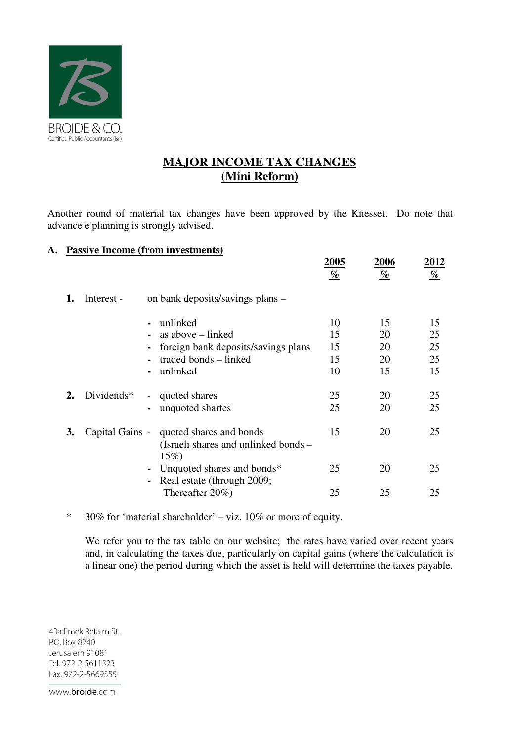BROIDE & CO.
Certified Public Accountants (Isr.)

# MAJOR INCOME TAX CHANGES
## (Mini Reform)

Another round of material tax changes have been approved by the Knesset. Do note that advance e planning is strongly advised.

## A. Passive Income (from investments)

| | | | 2005 % | 2006 % | 2012 % |
|---|---|---|---|---|---|
| 1. | Interest - | on bank deposits/savings plans – | | | |
| | | - unlinked | 10 | 15 | 15 |
| | | - as above – linked | 15 | 20 | 25 |
| | | - foreign bank deposits/savings plans | 15 | 20 | 25 |
| | | - traded bonds – linked | 15 | 20 | 25 |
| | | - unlinked | 10 | 15 | 15 |
| 2. | Dividends* | - quoted shares | 25 | 20 | 25 |
| | | - unquoted shartes | 25 | 20 | 25 |
| 3. | Capital Gains - | quoted shares and bonds (Israeli shares and unlinked bonds – 15%) | 15 | 20 | 25 |
| | | - Unquoted shares and bonds* | 25 | 20 | 25 |
| | | - Real estate (through 2009; Thereafter 20%) | 25 | 25 | 25 |

\* 30% for 'material shareholder' – viz. 10% or more of equity.

We refer you to the tax table on our website; the rates have varied over recent years and, in calculating the taxes due, particularly on capital gains (where the calculation is a linear one) the period during which the asset is held will determine the taxes payable.

43a Emek Refaim St.
P.O. Box 8240
Jerusalem 91081
Tel. 972-2-5611323
Fax. 972-2-5669555

www.broide.com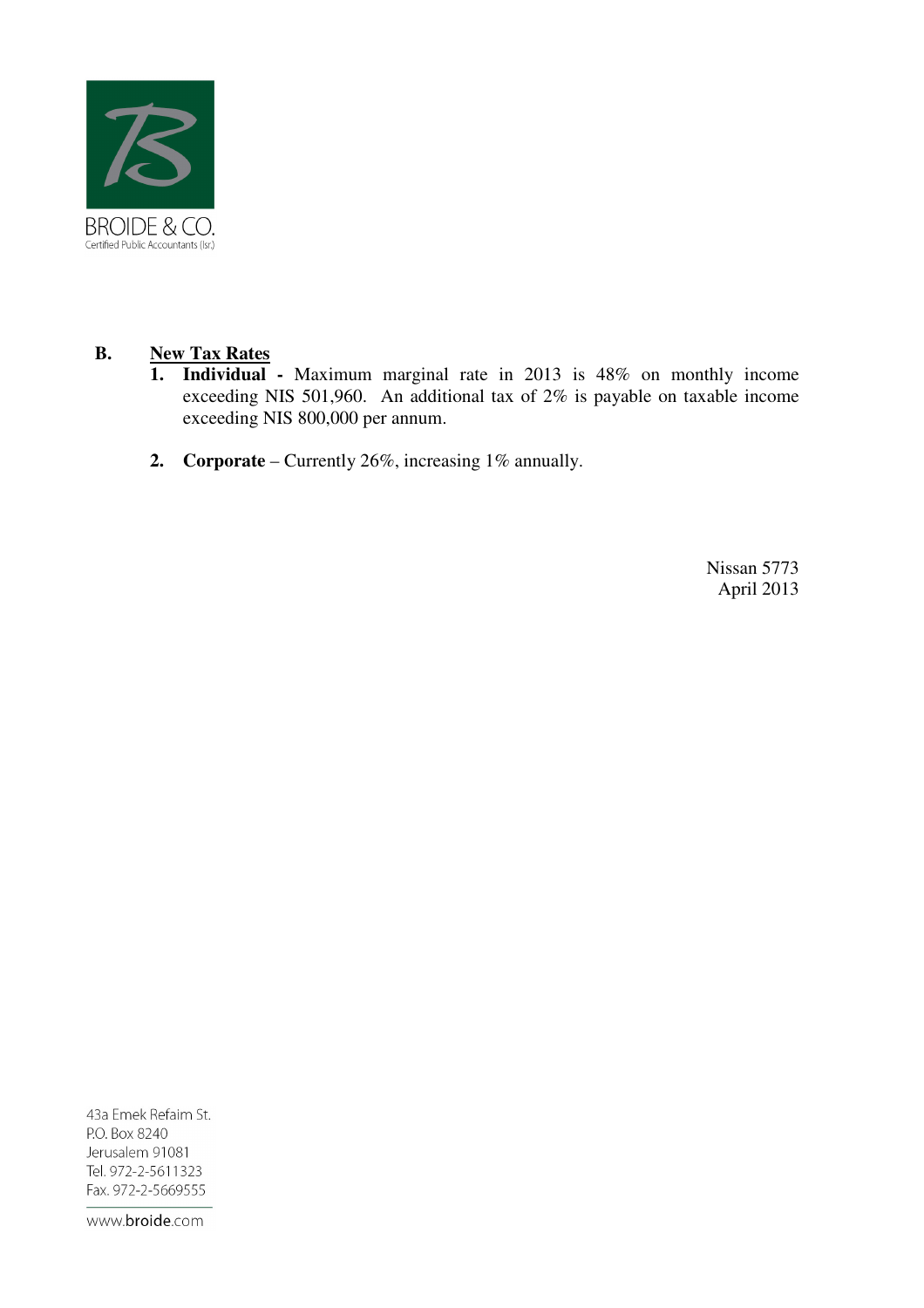BROIDE & CO.
Certified Public Accountants (Isr.)

**B. New Tax Rates**

1. **Individual -** Maximum marginal rate in 2013 is 48% on monthly income exceeding NIS 501,960. An additional tax of 2% is payable on taxable income exceeding NIS 800,000 per annum.

2. **Corporate** – Currently 26%, increasing 1% annually.

Nissan 5773
April 2013

43a Emek Refaim St.
P.O. Box 8240
Jerusalem 91081
Tel. 972-2-5611323
Fax. 972-2-5669555

www.broide.com